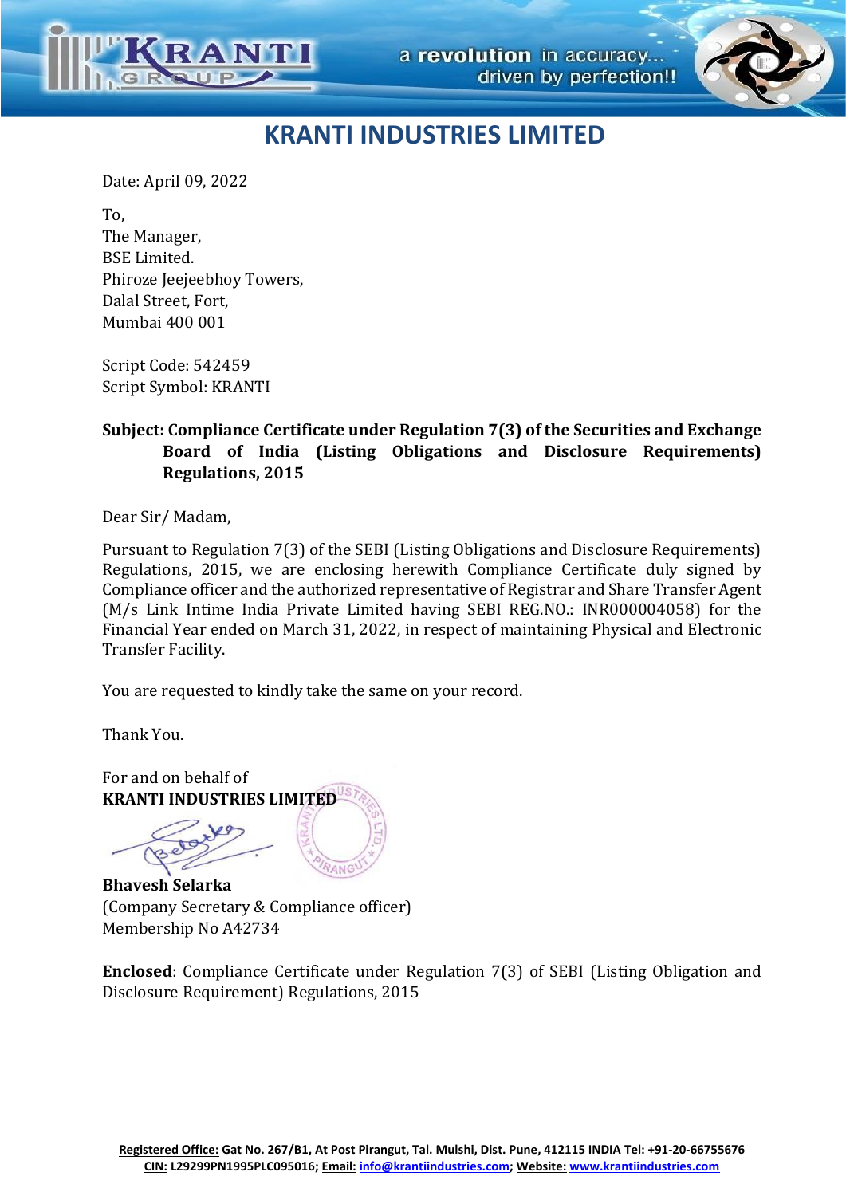# KRANTI INDUSTRIES LIMITED

Date: April 09, 2022

To,
The Manager,
BSE Limited.
Phiroze Jeejeebhoy Towers,
Dalal Street, Fort,
Mumbai 400 001

Script Code: 542459
Script Symbol: KRANTI

**Subject: Compliance Certificate under Regulation 7(3) of the Securities and Exchange Board of India (Listing Obligations and Disclosure Requirements) Regulations, 2015**

Dear Sir/ Madam,

Pursuant to Regulation 7(3) of the SEBI (Listing Obligations and Disclosure Requirements) Regulations, 2015, we are enclosing herewith Compliance Certificate duly signed by Compliance officer and the authorized representative of Registrar and Share Transfer Agent (M/s Link Intime India Private Limited having SEBI REG.NO.: INR000004058) for the Financial Year ended on March 31, 2022, in respect of maintaining Physical and Electronic Transfer Facility.

You are requested to kindly take the same on your record.

Thank You.

For and on behalf of
**KRANTI INDUSTRIES LIMITED**

**Bhavesh Selarka**
(Company Secretary & Compliance officer)
Membership No A42734

**Enclosed**: Compliance Certificate under Regulation 7(3) of SEBI (Listing Obligation and Disclosure Requirement) Regulations, 2015

**Registered Office:** Gat No. 267/B1, At Post Pirangut, Tal. Mulshi, Dist. Pune, 412115 INDIA Tel: +91-20-66755676
**CIN:** L29299PN1995PLC095016; **Email:** info@krantiindustries.com; **Website:** www.krantiindustries.com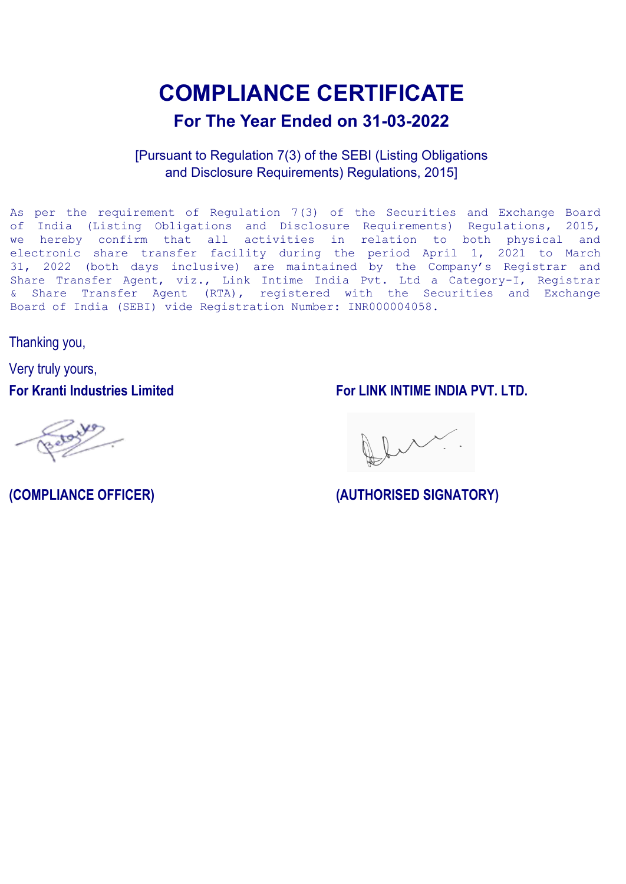# COMPLIANCE CERTIFICATE

## For The Year Ended on 31-03-2022

[Pursuant to Regulation 7(3) of the SEBI (Listing Obligations and Disclosure Requirements) Regulations, 2015]

As per the requirement of Regulation 7(3) of the Securities and Exchange Board of India (Listing Obligations and Disclosure Requirements) Regulations, 2015, we hereby confirm that all activities in relation to both physical and electronic share transfer facility during the period April 1, 2021 to March 31, 2022 (both days inclusive) are maintained by the Company's Registrar and Share Transfer Agent, viz., Link Intime India Pvt. Ltd a Category-I, Registrar & Share Transfer Agent (RTA), registered with the Securities and Exchange Board of India (SEBI) vide Registration Number: INR000004058.

Thanking you,

Very truly yours,

**For Kranti Industries Limited**

**(COMPLIANCE OFFICER)**

**For LINK INTIME INDIA PVT. LTD.**

**(AUTHORISED SIGNATORY)**